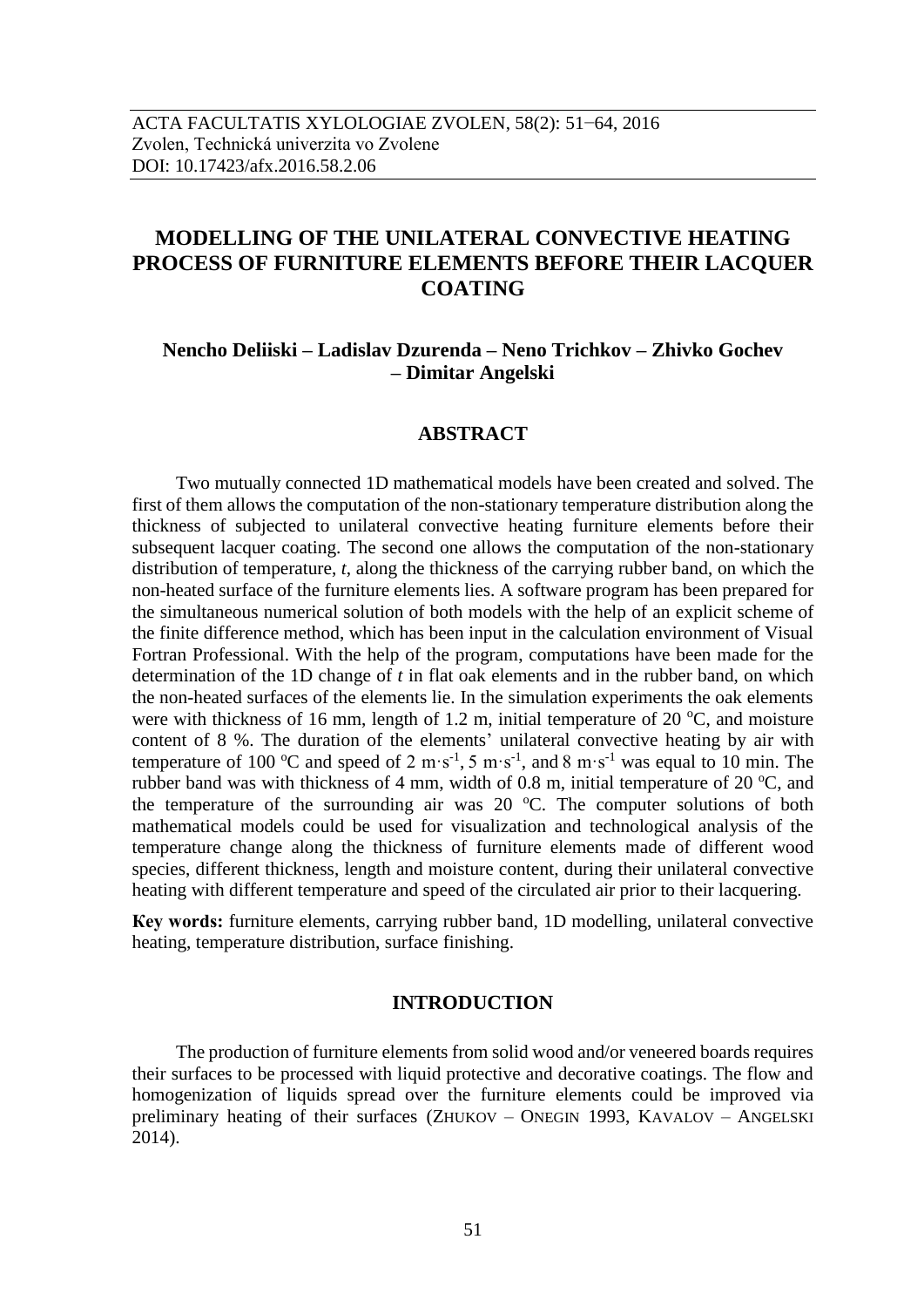ACTA FACULTATIS XYLOLOGIAE ZVOLEN, 58(2): 51−64, 2016
Zvolen, Technická univerzita vo Zvolene
DOI: 10.17423/afx.2016.58.2.06

# MODELLING OF THE UNILATERAL CONVECTIVE HEATING PROCESS OF FURNITURE ELEMENTS BEFORE THEIR LACQUER COATING

**Nencho Deliiski – Ladislav Dzurenda – Neno Trichkov – Zhivko Gochev – Dimitar Angelski**

## ABSTRACT

Two mutually connected 1D mathematical models have been created and solved. The first of them allows the computation of the non-stationary temperature distribution along the thickness of subjected to unilateral convective heating furniture elements before their subsequent lacquer coating. The second one allows the computation of the non-stationary distribution of temperature, *t*, along the thickness of the carrying rubber band, on which the non-heated surface of the furniture elements lies. A software program has been prepared for the simultaneous numerical solution of both models with the help of an explicit scheme of the finite difference method, which has been input in the calculation environment of Visual Fortran Professional. With the help of the program, computations have been made for the determination of the 1D change of *t* in flat oak elements and in the rubber band, on which the non-heated surfaces of the elements lie. In the simulation experiments the oak elements were with thickness of 16 mm, length of 1.2 m, initial temperature of 20 $^{o}$C, and moisture content of 8 %. The duration of the elements' unilateral convective heating by air with temperature of 100 $^{o}$C and speed of 2 $m \cdot s^{-1}$, 5 $m \cdot s^{-1}$, and 8 $m \cdot s^{-1}$ was equal to 10 min. The rubber band was with thickness of 4 mm, width of 0.8 m, initial temperature of 20 $^{o}$C, and the temperature of the surrounding air was 20 $^{o}$C. The computer solutions of both mathematical models could be used for visualization and technological analysis of the temperature change along the thickness of furniture elements made of different wood species, different thickness, length and moisture content, during their unilateral convective heating with different temperature and speed of the circulated air prior to their lacquering.

**Key words:** furniture elements, carrying rubber band, 1D modelling, unilateral convective heating, temperature distribution, surface finishing.

## INTRODUCTION

The production of furniture elements from solid wood and/or veneered boards requires their surfaces to be processed with liquid protective and decorative coatings. The flow and homogenization of liquids spread over the furniture elements could be improved via preliminary heating of their surfaces (Zhukov – Onegin 1993, Kavalov – Angelski 2014).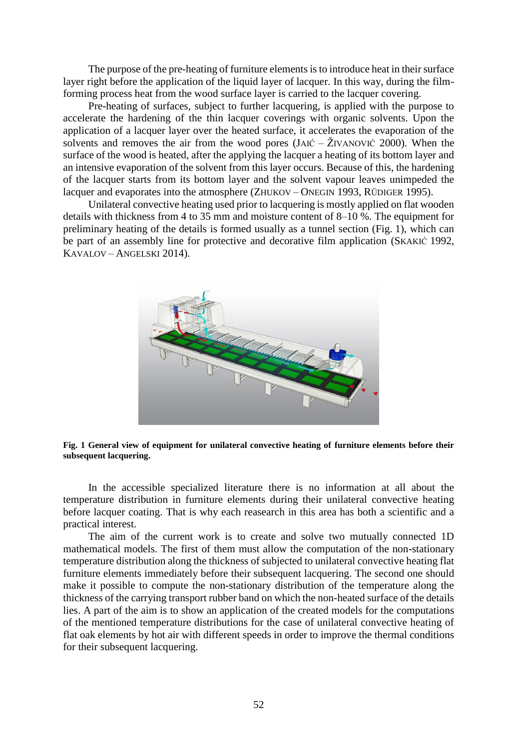The purpose of the pre-heating of furniture elements is to introduce heat in their surface layer right before the application of the liquid layer of lacquer. In this way, during the film-forming process heat from the wood surface layer is carried to the lacquer covering.

Pre-heating of surfaces, subject to further lacquering, is applied with the purpose to accelerate the hardening of the thin lacquer coverings with organic solvents. Upon the application of a lacquer layer over the heated surface, it accelerates the evaporation of the solvents and removes the air from the wood pores (JAIĆ – ŽIVANOVIĆ 2000). When the surface of the wood is heated, after the applying the lacquer a heating of its bottom layer and an intensive evaporation of the solvent from this layer occurs. Because of this, the hardening of the lacquer starts from its bottom layer and the solvent vapour leaves unimpeded the lacquer and evaporates into the atmosphere (ZHUKOV – ONEGIN 1993, RÜDIGER 1995).

Unilateral convective heating used prior to lacquering is mostly applied on flat wooden details with thickness from 4 to 35 mm and moisture content of 8–10 %. The equipment for preliminary heating of the details is formed usually as a tunnel section (Fig. 1), which can be part of an assembly line for protective and decorative film application (SKAKIĆ 1992, KAVALOV – ANGELSKI 2014).

**Fig. 1 General view of equipment for unilateral convective heating of furniture elements before their subsequent lacquering.**

In the accessible specialized literature there is no information at all about the temperature distribution in furniture elements during their unilateral convective heating before lacquer coating. That is why each reasearch in this area has both a scientific and a practical interest.

The aim of the current work is to create and solve two mutually connected 1D mathematical models. The first of them must allow the computation of the non-stationary temperature distribution along the thickness of subjected to unilateral convective heating flat furniture elements immediately before their subsequent lacquering. The second one should make it possible to compute the non-stationary distribution of the temperature along the thickness of the carrying transport rubber band on which the non-heated surface of the details lies. A part of the aim is to show an application of the created models for the computations of the mentioned temperature distributions for the case of unilateral convective heating of flat oak elements by hot air with different speeds in order to improve the thermal conditions for their subsequent lacquering.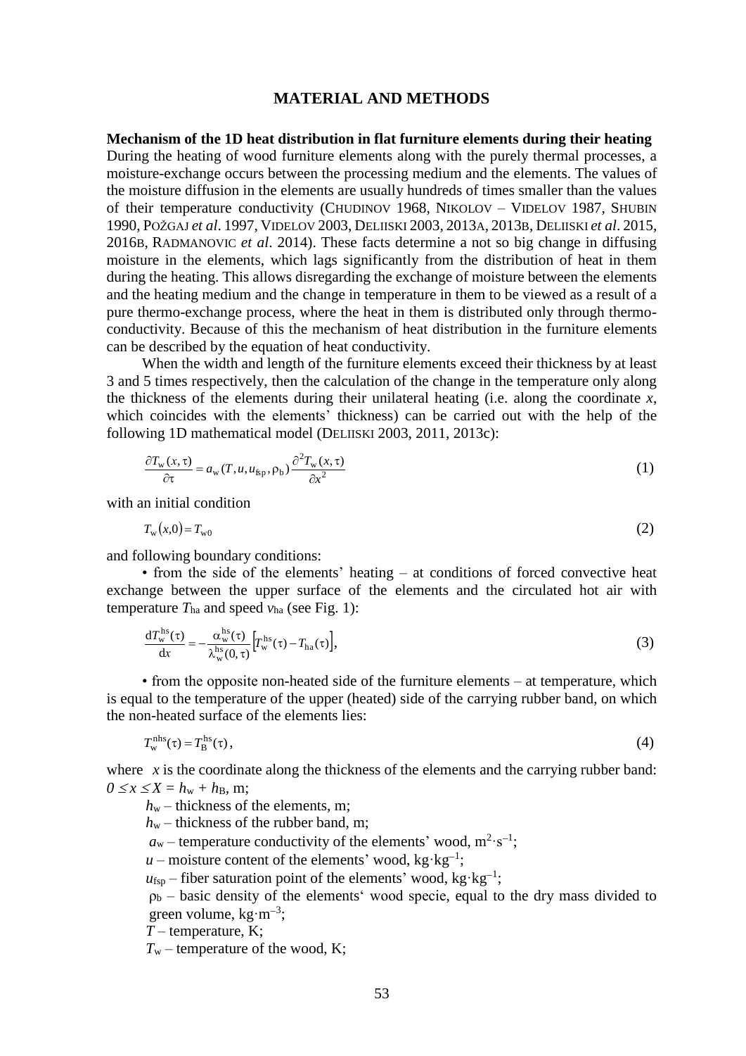## MATERIAL AND METHODS

**Mechanism of the 1D heat distribution in flat furniture elements during their heating**
During the heating of wood furniture elements along with the purely thermal processes, a moisture-exchange occurs between the processing medium and the elements. The values of the moisture diffusion in the elements are usually hundreds of times smaller than the values of their temperature conductivity (CHUDINOV 1968, NIKOLOV – VIDELOV 1987, SHUBIN 1990, POŽGAJ *et al*. 1997, VIDELOV 2003, DELIISKI 2003, 2013A, 2013B, DELIISKI *et al*. 2015, 2016B, RADMANOVIC *et al*. 2014). These facts determine a not so big change in diffusing moisture in the elements, which lags significantly from the distribution of heat in them during the heating. This allows disregarding the exchange of moisture between the elements and the heating medium and the change in temperature in them to be viewed as a result of a pure thermo-exchange process, where the heat in them is distributed only through thermo-conductivity. Because of this the mechanism of heat distribution in the furniture elements can be described by the equation of heat conductivity.

When the width and length of the furniture elements exceed their thickness by at least 3 and 5 times respectively, then the calculation of the change in the temperature only along the thickness of the elements during their unilateral heating (i.e. along the coordinate *x*, which coincides with the elements' thickness) can be carried out with the help of the following 1D mathematical model (DELIISKI 2003, 2011, 2013c):

$$\frac{\partial T_{\mathrm{w}}(x,\tau)}{\partial \tau} = a_{\mathrm{w}}(T,u,u_{\mathrm{fsp}},\rho_{\mathrm{b}})\frac{\partial^2 T_{\mathrm{w}}(x,\tau)}{\partial x^2} \tag{1}$$

with an initial condition

$$T_{\mathrm{w}}(x,0) = T_{\mathrm{w0}} \tag{2}$$

and following boundary conditions:

• from the side of the elements' heating – at conditions of forced convective heat exchange between the upper surface of the elements and the circulated hot air with temperature $T_{\mathrm{ha}}$ and speed $v_{\mathrm{ha}}$ (see Fig. 1):

$$\frac{\mathrm{d}T_{\mathrm{w}}^{\mathrm{hs}}(\tau)}{\mathrm{d}x} = -\frac{\alpha_{\mathrm{w}}^{\mathrm{hs}}(\tau)}{\lambda_{\mathrm{w}}^{\mathrm{hs}}(0,\tau)}\left[T_{\mathrm{w}}^{\mathrm{hs}}(\tau) - T_{\mathrm{ha}}(\tau)\right], \tag{3}$$

• from the opposite non-heated side of the furniture elements – at temperature, which is equal to the temperature of the upper (heated) side of the carrying rubber band, on which the non-heated surface of the elements lies:

$$T_{\mathrm{w}}^{\mathrm{nhs}}(\tau) = T_{\mathrm{B}}^{\mathrm{hs}}(\tau), \tag{4}$$

where $x$ is the coordinate along the thickness of the elements and the carrying rubber band: $0 \le x \le X = h_{\mathrm{w}} + h_{\mathrm{B}}$, m;

$h_{\mathrm{w}}$ – thickness of the elements, m;

$h_{\mathrm{w}}$ – thickness of the rubber band, m;

$a_{\mathrm{w}}$ – temperature conductivity of the elements' wood, $\mathrm{m^2 \cdot s^{-1}}$;

$u$ – moisture content of the elements' wood, $\mathrm{kg \cdot kg^{-1}}$;

$u_{\mathrm{fsp}}$ – fiber saturation point of the elements' wood, $\mathrm{kg \cdot kg^{-1}}$;

$\rho_{\mathrm{b}}$ – basic density of the elements' wood specie, equal to the dry mass divided to green volume, $\mathrm{kg \cdot m^{-3}}$;

$T$ – temperature, K;

$T_{\mathrm{w}}$ – temperature of the wood, K;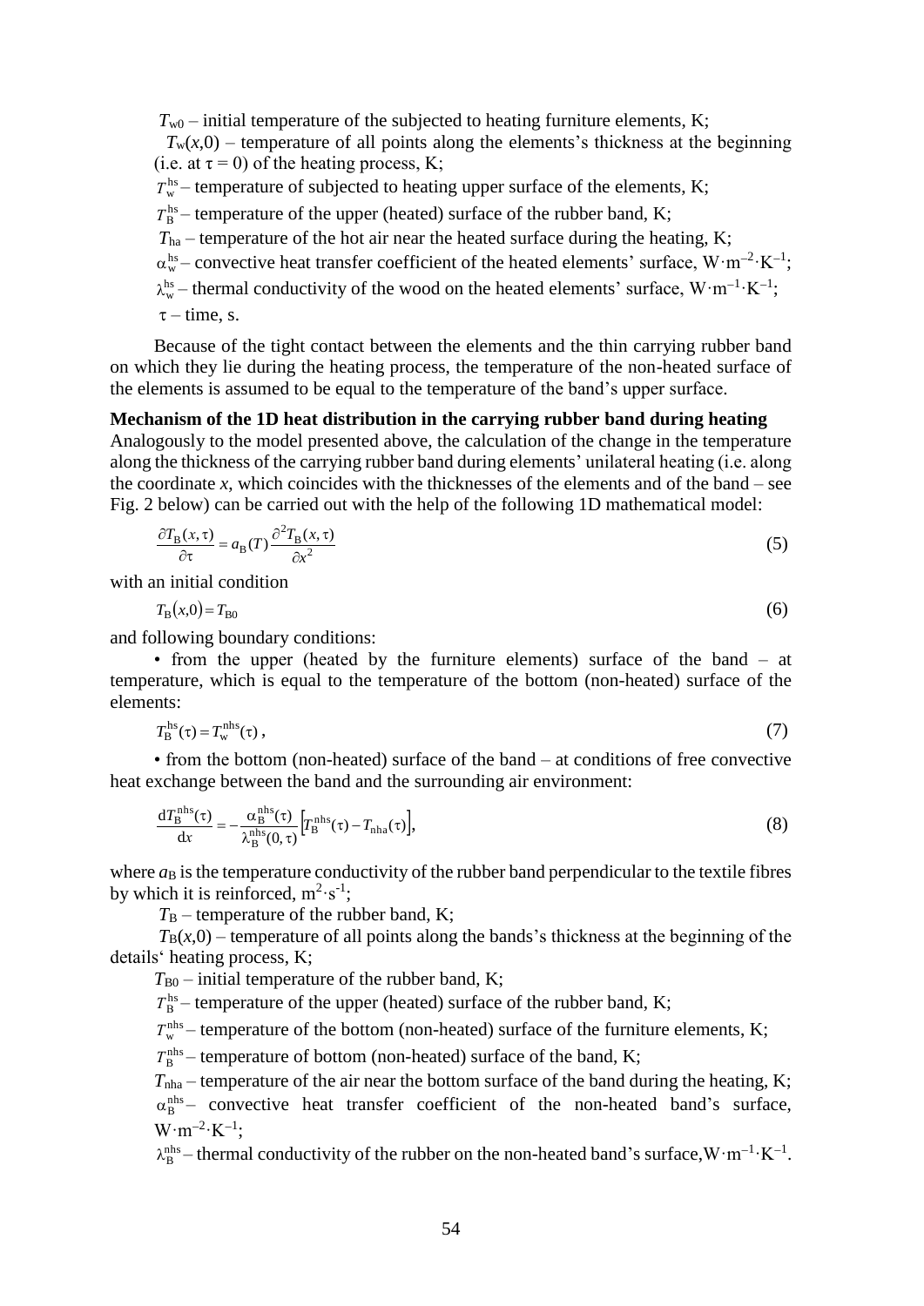$T_{w0}$ – initial temperature of the subjected to heating furniture elements, K;

$T_w(x,0)$ – temperature of all points along the elements's thickness at the beginning (i.e. at $\tau = 0$) of the heating process, K;

$T_w^{hs}$ – temperature of subjected to heating upper surface of the elements, K;

$T_B^{hs}$ – temperature of the upper (heated) surface of the rubber band, K;

$T_{ha}$ – temperature of the hot air near the heated surface during the heating, K;

$\alpha_w^{hs}$ – convective heat transfer coefficient of the heated elements' surface, $W \cdot m^{-2} \cdot K^{-1}$;

$\lambda_w^{hs}$ – thermal conductivity of the wood on the heated elements' surface, $W \cdot m^{-1} \cdot K^{-1}$;

$\tau$ – time, s.

Because of the tight contact between the elements and the thin carrying rubber band on which they lie during the heating process, the temperature of the non-heated surface of the elements is assumed to be equal to the temperature of the band's upper surface.

**Mechanism of the 1D heat distribution in the carrying rubber band during heating**

Analogously to the model presented above, the calculation of the change in the temperature along the thickness of the carrying rubber band during elements' unilateral heating (i.e. along the coordinate $x$, which coincides with the thicknesses of the elements and of the band – see Fig. 2 below) can be carried out with the help of the following 1D mathematical model:

$$\frac{\partial T_B(x,\tau)}{\partial \tau} = a_B(T)\frac{\partial^2 T_B(x,\tau)}{\partial x^2} \tag{5}$$

with an initial condition

$$T_B(x,0) = T_{B0} \tag{6}$$

and following boundary conditions:

• from the upper (heated by the furniture elements) surface of the band – at temperature, which is equal to the temperature of the bottom (non-heated) surface of the elements:

$$T_B^{hs}(\tau) = T_w^{nhs}(\tau)\,, \tag{7}$$

• from the bottom (non-heated) surface of the band – at conditions of free convective heat exchange between the band and the surrounding air environment:

$$\frac{\mathrm{d}T_B^{nhs}(\tau)}{\mathrm{d}x} = -\frac{\alpha_B^{nhs}(\tau)}{\lambda_B^{nhs}(0,\tau)}\left[T_B^{nhs}(\tau) - T_{nha}(\tau)\right], \tag{8}$$

where $a_B$ is the temperature conductivity of the rubber band perpendicular to the textile fibres by which it is reinforced, $m^2 \cdot s^{-1}$;

$T_B$ – temperature of the rubber band, K;

$T_B(x,0)$ – temperature of all points along the bands's thickness at the beginning of the details' heating process, K;

$T_{B0}$ – initial temperature of the rubber band, K;

$T_B^{hs}$ – temperature of the upper (heated) surface of the rubber band, K;

$T_w^{nhs}$ – temperature of the bottom (non-heated) surface of the furniture elements, K;

$T_B^{nhs}$ – temperature of bottom (non-heated) surface of the band, K;

$T_{nha}$ – temperature of the air near the bottom surface of the band during the heating, K;

$\alpha_B^{nhs}$ – convective heat transfer coefficient of the non-heated band's surface, $W \cdot m^{-2} \cdot K^{-1}$;

$\lambda_B^{nhs}$ – thermal conductivity of the rubber on the non-heated band's surface, $W \cdot m^{-1} \cdot K^{-1}$.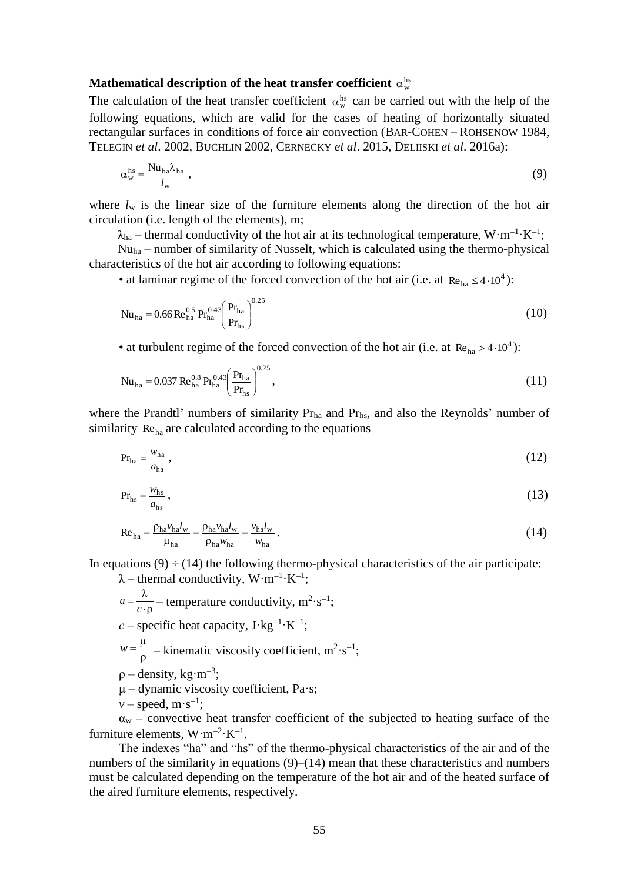**Mathematical description of the heat transfer coefficient $\alpha_{\mathrm{w}}^{\mathrm{hs}}$**

The calculation of the heat transfer coefficient $\alpha_{\mathrm{w}}^{\mathrm{hs}}$ can be carried out with the help of the following equations, which are valid for the cases of heating of horizontally situated rectangular surfaces in conditions of force air convection (BAR-COHEN – ROHSENOW 1984, TELEGIN *et al*. 2002, BUCHLIN 2002, CERNECKY *et al*. 2015, DELIISKI *et al*. 2016a):

$$\alpha_{\mathrm{w}}^{\mathrm{hs}} = \frac{\mathrm{Nu}_{\mathrm{ha}} \lambda_{\mathrm{ha}}}{l_{\mathrm{w}}}, \tag{9}$$

where $l_{\mathrm{w}}$ is the linear size of the furniture elements along the direction of the hot air circulation (i.e. length of the elements), m;

$\lambda_{\mathrm{ha}}$ – thermal conductivity of the hot air at its technological temperature, $\mathrm{W \cdot m^{-1} \cdot K^{-1}}$;

$\mathrm{Nu}_{\mathrm{ha}}$ – number of similarity of Nusselt, which is calculated using the thermo-physical characteristics of the hot air according to following equations:

• at laminar regime of the forced convection of the hot air (i.e. at $\mathrm{Re}_{\mathrm{ha}} \leq 4 \cdot 10^4$):

$$\mathrm{Nu}_{\mathrm{ha}} = 0.66\, \mathrm{Re}_{\mathrm{ha}}^{0.5}\, \mathrm{Pr}_{\mathrm{ha}}^{0.43} \left( \frac{\mathrm{Pr}_{\mathrm{ha}}}{\mathrm{Pr}_{\mathrm{hs}}} \right)^{0.25} \tag{10}$$

• at turbulent regime of the forced convection of the hot air (i.e. at $\mathrm{Re}_{\mathrm{ha}} > 4 \cdot 10^4$):

$$\mathrm{Nu}_{\mathrm{ha}} = 0.037\, \mathrm{Re}_{\mathrm{ha}}^{0.8}\, \mathrm{Pr}_{\mathrm{ha}}^{0.43} \left( \frac{\mathrm{Pr}_{\mathrm{ha}}}{\mathrm{Pr}_{\mathrm{hs}}} \right)^{0.25}, \tag{11}$$

where the Prandtl' numbers of similarity $\mathrm{Pr}_{\mathrm{ha}}$ and $\mathrm{Pr}_{\mathrm{hs}}$, and also the Reynolds' number of similarity $\mathrm{Re}_{\mathrm{ha}}$ are calculated according to the equations

$$\mathrm{Pr}_{\mathrm{ha}} = \frac{w_{\mathrm{ha}}}{a_{\mathrm{ha}}}, \tag{12}$$

$$\mathrm{Pr}_{\mathrm{hs}} = \frac{w_{\mathrm{hs}}}{a_{\mathrm{hs}}}, \tag{13}$$

$$\mathrm{Re}_{\mathrm{ha}} = \frac{\rho_{\mathrm{ha}} v_{\mathrm{ha}} l_{\mathrm{w}}}{\mu_{\mathrm{ha}}} = \frac{\rho_{\mathrm{ha}} v_{\mathrm{ha}} l_{\mathrm{w}}}{\rho_{\mathrm{ha}} w_{\mathrm{ha}}} = \frac{v_{\mathrm{ha}} l_{\mathrm{w}}}{w_{\mathrm{ha}}}. \tag{14}$$

In equations (9) ÷ (14) the following thermo-physical characteristics of the air participate:

$\lambda$ – thermal conductivity, $\mathrm{W \cdot m^{-1} \cdot K^{-1}}$;

$a = \dfrac{\lambda}{c \cdot \rho}$ – temperature conductivity, $\mathrm{m^2 \cdot s^{-1}}$;

$c$ – specific heat capacity, $\mathrm{J \cdot kg^{-1} \cdot K^{-1}}$;

$w = \dfrac{\mu}{\rho}$ – kinematic viscosity coefficient, $\mathrm{m^2 \cdot s^{-1}}$;

$\rho$ – density, $\mathrm{kg \cdot m^{-3}}$;

$\mu$ – dynamic viscosity coefficient, Pa·s;

$v$ – speed, $\mathrm{m \cdot s^{-1}}$;

$\alpha_{\mathrm{w}}$ – convective heat transfer coefficient of the subjected to heating surface of the furniture elements, $\mathrm{W \cdot m^{-2} \cdot K^{-1}}$.

The indexes "ha" and "hs" of the thermo-physical characteristics of the air and of the numbers of the similarity in equations (9)–(14) mean that these characteristics and numbers must be calculated depending on the temperature of the hot air and of the heated surface of the aired furniture elements, respectively.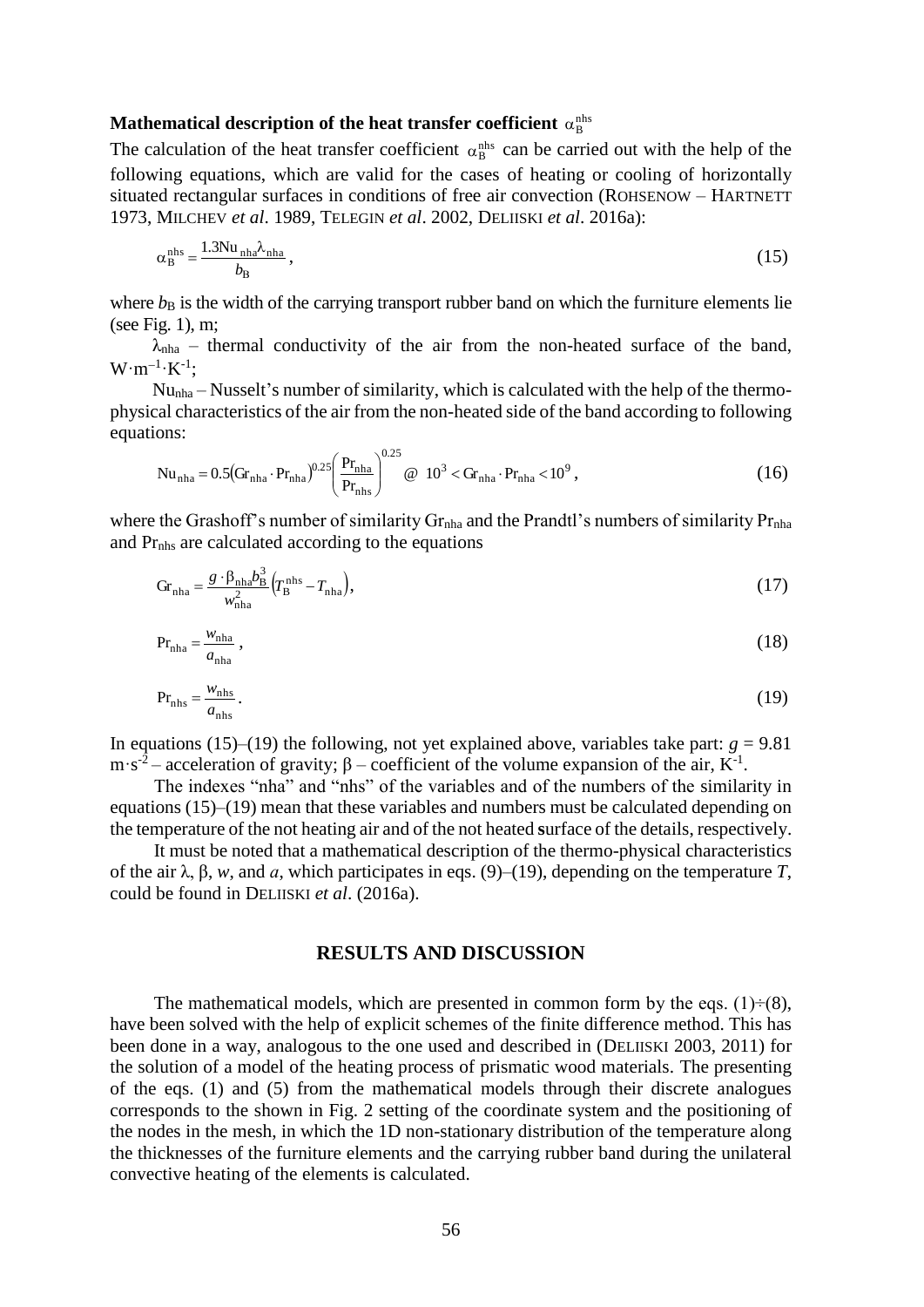### Mathematical description of the heat transfer coefficient $\alpha_B^{nhs}$

The calculation of the heat transfer coefficient $\alpha_B^{nhs}$ can be carried out with the help of the following equations, which are valid for the cases of heating or cooling of horizontally situated rectangular surfaces in conditions of free air convection (ROHSENOW – HARTNETT 1973, MILCHEV *et al*. 1989, TELEGIN *et al*. 2002, DELIISKI *et al*. 2016a):

$$\alpha_B^{nhs} = \frac{1.3\mathrm{Nu}_{nha}\lambda_{nha}}{b_B}, \tag{15}$$

where $b_B$ is the width of the carrying transport rubber band on which the furniture elements lie (see Fig. 1), m;

$\lambda_{nha}$ – thermal conductivity of the air from the non-heated surface of the band, $W \cdot m^{-1} \cdot K^{-1}$;

$\mathrm{Nu}_{nha}$ – Nusselt's number of similarity, which is calculated with the help of the thermo-physical characteristics of the air from the non-heated side of the band according to following equations:

$$\mathrm{Nu}_{nha} = 0.5\left(\mathrm{Gr}_{nha} \cdot \mathrm{Pr}_{nha}\right)^{0.25}\left(\frac{\mathrm{Pr}_{nha}}{\mathrm{Pr}_{nhs}}\right)^{0.25} \ @ \ 10^3 < \mathrm{Gr}_{nha} \cdot \mathrm{Pr}_{nha} < 10^9, \tag{16}$$

where the Grashoff's number of similarity $\mathrm{Gr}_{nha}$ and the Prandtl's numbers of similarity $\mathrm{Pr}_{nha}$ and $\mathrm{Pr}_{nhs}$ are calculated according to the equations

$$\mathrm{Gr}_{nha} = \frac{g \cdot \beta_{nha} b_B^3}{w_{nha}^2}\left(T_B^{nhs} - T_{nha}\right), \tag{17}$$

$$\mathrm{Pr}_{nha} = \frac{w_{nha}}{a_{nha}}, \tag{18}$$

$$\mathrm{Pr}_{nhs} = \frac{w_{nhs}}{a_{nhs}}. \tag{19}$$

In equations (15)–(19) the following, not yet explained above, variables take part: $g = 9.81$ $m \cdot s^{-2}$ – acceleration of gravity; $\beta$ – coefficient of the volume expansion of the air, $K^{-1}$.

The indexes "nha" and "nhs" of the variables and of the numbers of the similarity in equations (15)–(19) mean that these variables and numbers must be calculated depending on the temperature of the not heating air and of the not heated surface of the details, respectively.

It must be noted that a mathematical description of the thermo-physical characteristics of the air $\lambda$, $\beta$, $w$, and $a$, which participates in eqs. (9)–(19), depending on the temperature $T$, could be found in DELIISKI *et al*. (2016a).

## RESULTS AND DISCUSSION

The mathematical models, which are presented in common form by the eqs. (1)÷(8), have been solved with the help of explicit schemes of the finite difference method. This has been done in a way, analogous to the one used and described in (DELIISKI 2003, 2011) for the solution of a model of the heating process of prismatic wood materials. The presenting of the eqs. (1) and (5) from the mathematical models through their discrete analogues corresponds to the shown in Fig. 2 setting of the coordinate system and the positioning of the nodes in the mesh, in which the 1D non-stationary distribution of the temperature along the thicknesses of the furniture elements and the carrying rubber band during the unilateral convective heating of the elements is calculated.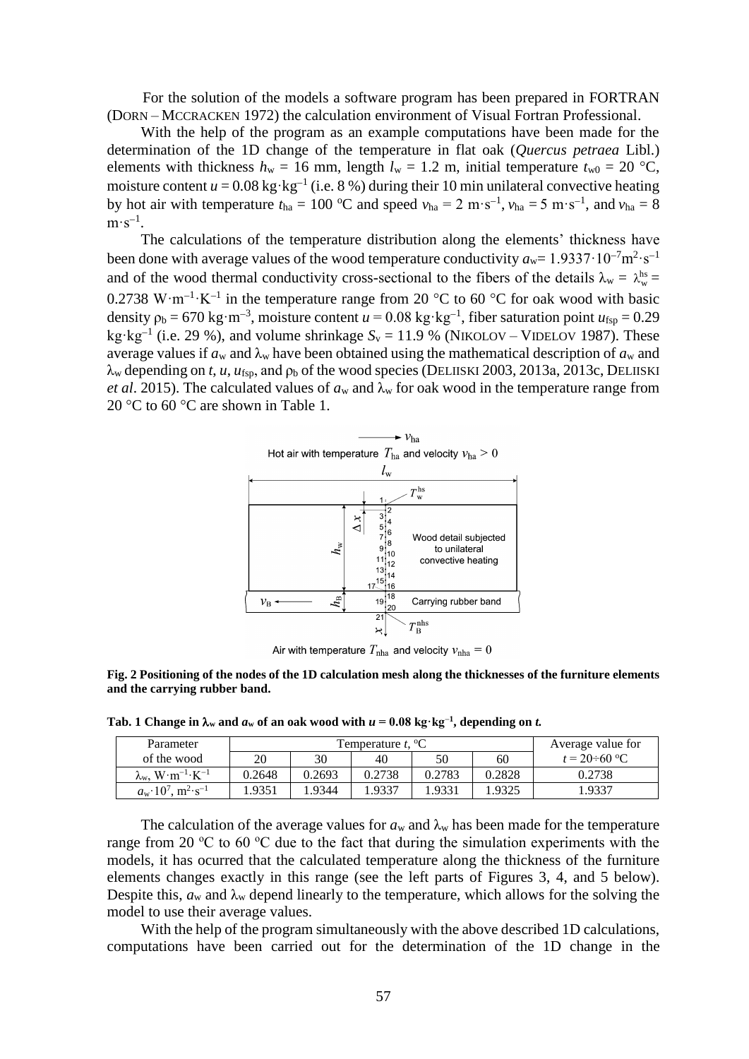For the solution of the models a software program has been prepared in FORTRAN (DORN – MCCRACKEN 1972) the calculation environment of Visual Fortran Professional.

With the help of the program as an example computations have been made for the determination of the 1D change of the temperature in flat oak (*Quercus petraea* Libl.) elements with thickness $h_w$ = 16 mm, length $l_w$ = 1.2 m, initial temperature $t_{w0}$ = 20 °C, moisture content $u$ = 0.08 kg·kg$^{-1}$ (i.e. 8 %) during their 10 min unilateral convective heating by hot air with temperature $t_{ha}$ = 100 °C and speed $v_{ha}$ = 2 m·s$^{-1}$, $v_{ha}$ = 5 m·s$^{-1}$, and $v_{ha}$ = 8 m·s$^{-1}$.

The calculations of the temperature distribution along the elements' thickness have been done with average values of the wood temperature conductivity $a_w$= 1.9337·10$^{-7}$m$^2$·s$^{-1}$ and of the wood thermal conductivity cross-sectional to the fibers of the details $\lambda_w = \lambda_w^{hs}$ = 0.2738 W·m$^{-1}$·K$^{-1}$ in the temperature range from 20 °C to 60 °C for oak wood with basic density $\rho_b$ = 670 kg·m$^{-3}$, moisture content $u$ = 0.08 kg·kg$^{-1}$, fiber saturation point $u_{fsp}$ = 0.29 kg·kg$^{-1}$ (i.e. 29 %), and volume shrinkage $S_v$ = 11.9 % (NIKOLOV – VIDELOV 1987). These average values if $a_w$ and $\lambda_w$ have been obtained using the mathematical description of $a_w$ and $\lambda_w$ depending on $t$, $u$, $u_{fsp}$, and $\rho_b$ of the wood species (DELIISKI 2003, 2013a, 2013c, DELIISKI *et al*. 2015). The calculated values of $a_w$ and $\lambda_w$ for oak wood in the temperature range from 20 °C to 60 °C are shown in Table 1.

**Fig. 2 Positioning of the nodes of the 1D calculation mesh along the thicknesses of the furniture elements and the carrying rubber band.**

**Tab. 1 Change in $\lambda_w$ and $a_w$ of an oak wood with $u$ = 0.08 kg·kg$^{-1}$, depending on $t$.**

| Parameter of the wood | Temperature $t$, °C | | | | | Average value for $t$ = 20÷60 °C |
|---|---|---|---|---|---|---|
| | 20 | 30 | 40 | 50 | 60 | |
| $\lambda_w$, W·m$^{-1}$·K$^{-1}$ | 0.2648 | 0.2693 | 0.2738 | 0.2783 | 0.2828 | 0.2738 |
| $a_w$·10$^7$, m$^2$·s$^{-1}$ | 1.9351 | 1.9344 | 1.9337 | 1.9331 | 1.9325 | 1.9337 |

The calculation of the average values for $a_w$ and $\lambda_w$ has been made for the temperature range from 20 °C to 60 °C due to the fact that during the simulation experiments with the models, it has ocurred that the calculated temperature along the thickness of the furniture elements changes exactly in this range (see the left parts of Figures 3, 4, and 5 below). Despite this, $a_w$ and $\lambda_w$ depend linearly to the temperature, which allows for the solving the model to use their average values.

With the help of the program simultaneously with the above described 1D calculations, computations have been carried out for the determination of the 1D change in the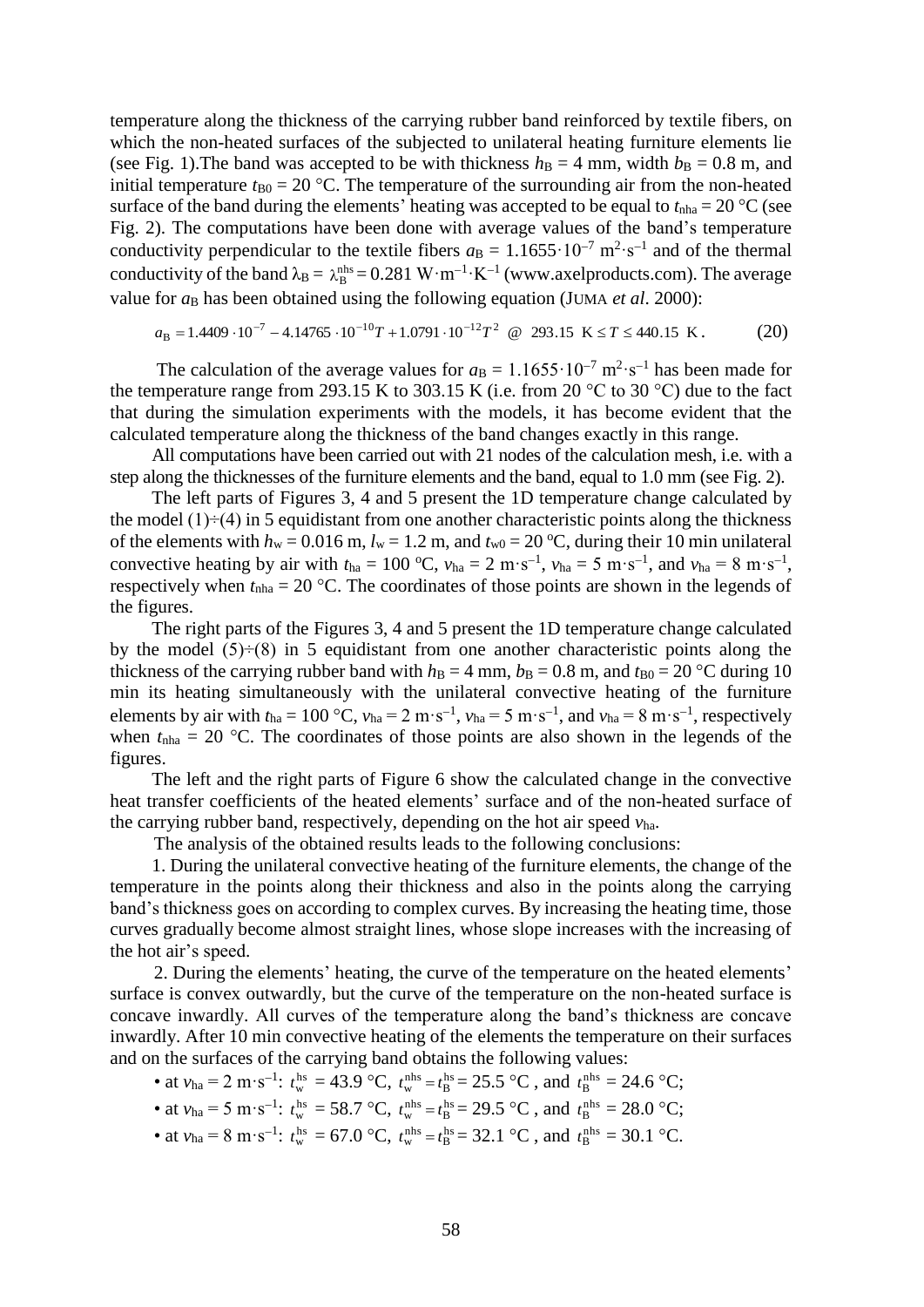temperature along the thickness of the carrying rubber band reinforced by textile fibers, on which the non-heated surfaces of the subjected to unilateral heating furniture elements lie (see Fig. 1).The band was accepted to be with thickness $h_{\mathrm{B}} = 4$ mm, width $b_{\mathrm{B}} = 0.8$ m, and initial temperature $t_{\mathrm{B0}} = 20$ °C. The temperature of the surrounding air from the non-heated surface of the band during the elements' heating was accepted to be equal to $t_{\mathrm{nha}} = 20$ °C (see Fig. 2). The computations have been done with average values of the band's temperature conductivity perpendicular to the textile fibers $a_{\mathrm{B}} = 1.1655 \cdot 10^{-7}$ m$^2 \cdot$s$^{-1}$ and of the thermal conductivity of the band $\lambda_{\mathrm{B}} = \lambda_{\mathrm{B}}^{\mathrm{nhs}} = 0.281$ W$\cdot$m$^{-1}\cdot$K$^{-1}$ (www.axelproducts.com). The average value for $a_{\mathrm{B}}$ has been obtained using the following equation (JUMA *et al.* 2000):

$$a_{\mathrm{B}} = 1.4409 \cdot 10^{-7} - 4.14765 \cdot 10^{-10} T + 1.0791 \cdot 10^{-12} T^2 \quad @ \quad 293.15 \ \mathrm{K} \le T \le 440.15 \ \mathrm{K}. \tag{20}$$

The calculation of the average values for $a_{\mathrm{B}} = 1.1655 \cdot 10^{-7}$ m$^2\cdot$s$^{-1}$ has been made for the temperature range from 293.15 K to 303.15 K (i.e. from 20 °C to 30 °C) due to the fact that during the simulation experiments with the models, it has become evident that the calculated temperature along the thickness of the band changes exactly in this range.

All computations have been carried out with 21 nodes of the calculation mesh, i.e. with a step along the thicknesses of the furniture elements and the band, equal to 1.0 mm (see Fig. 2).

The left parts of Figures 3, 4 and 5 present the 1D temperature change calculated by the model (1)÷(4) in 5 equidistant from one another characteristic points along the thickness of the elements with $h_{\mathrm{w}} = 0.016$ m, $l_{\mathrm{w}} = 1.2$ m, and $t_{\mathrm{w0}} = 20$ °C, during their 10 min unilateral convective heating by air with $t_{\mathrm{ha}} = 100$ °C, $v_{\mathrm{ha}} = 2$ m$\cdot$s$^{-1}$, $v_{\mathrm{ha}} = 5$ m$\cdot$s$^{-1}$, and $v_{\mathrm{ha}} = 8$ m$\cdot$s$^{-1}$, respectively when $t_{\mathrm{nha}} = 20$ °C. The coordinates of those points are shown in the legends of the figures.

The right parts of the Figures 3, 4 and 5 present the 1D temperature change calculated by the model (5)÷(8) in 5 equidistant from one another characteristic points along the thickness of the carrying rubber band with $h_{\mathrm{B}} = 4$ mm, $b_{\mathrm{B}} = 0.8$ m, and $t_{\mathrm{B0}} = 20$ °C during 10 min its heating simultaneously with the unilateral convective heating of the furniture elements by air with $t_{\mathrm{ha}} = 100$ °C, $v_{\mathrm{ha}} = 2$ m$\cdot$s$^{-1}$, $v_{\mathrm{ha}} = 5$ m$\cdot$s$^{-1}$, and $v_{\mathrm{ha}} = 8$ m$\cdot$s$^{-1}$, respectively when $t_{\mathrm{nha}} = 20$ °C. The coordinates of those points are also shown in the legends of the figures.

The left and the right parts of Figure 6 show the calculated change in the convective heat transfer coefficients of the heated elements' surface and of the non-heated surface of the carrying rubber band, respectively, depending on the hot air speed $v_{\mathrm{ha}}$.

The analysis of the obtained results leads to the following conclusions:

1. During the unilateral convective heating of the furniture elements, the change of the temperature in the points along their thickness and also in the points along the carrying band's thickness goes on according to complex curves. By increasing the heating time, those curves gradually become almost straight lines, whose slope increases with the increasing of the hot air's speed.

2. During the elements' heating, the curve of the temperature on the heated elements' surface is convex outwardly, but the curve of the temperature on the non-heated surface is concave inwardly. All curves of the temperature along the band's thickness are concave inwardly. After 10 min convective heating of the elements the temperature on their surfaces and on the surfaces of the carrying band obtains the following values:

- at $v_{\mathrm{ha}} = 2$ m$\cdot$s$^{-1}$: $t_{\mathrm{w}}^{\mathrm{hs}} = 43.9$ °C, $t_{\mathrm{w}}^{\mathrm{nhs}} = t_{\mathrm{B}}^{\mathrm{hs}} = 25.5$ °C , and $t_{\mathrm{B}}^{\mathrm{nhs}} = 24.6$ °C;
- at $v_{\mathrm{ha}} = 5$ m$\cdot$s$^{-1}$: $t_{\mathrm{w}}^{\mathrm{hs}} = 58.7$ °C, $t_{\mathrm{w}}^{\mathrm{nhs}} = t_{\mathrm{B}}^{\mathrm{hs}} = 29.5$ °C , and $t_{\mathrm{B}}^{\mathrm{nhs}} = 28.0$ °C;
- at $v_{\mathrm{ha}} = 8$ m$\cdot$s$^{-1}$: $t_{\mathrm{w}}^{\mathrm{hs}} = 67.0$ °C, $t_{\mathrm{w}}^{\mathrm{nhs}} = t_{\mathrm{B}}^{\mathrm{hs}} = 32.1$ °C , and $t_{\mathrm{B}}^{\mathrm{nhs}} = 30.1$ °C.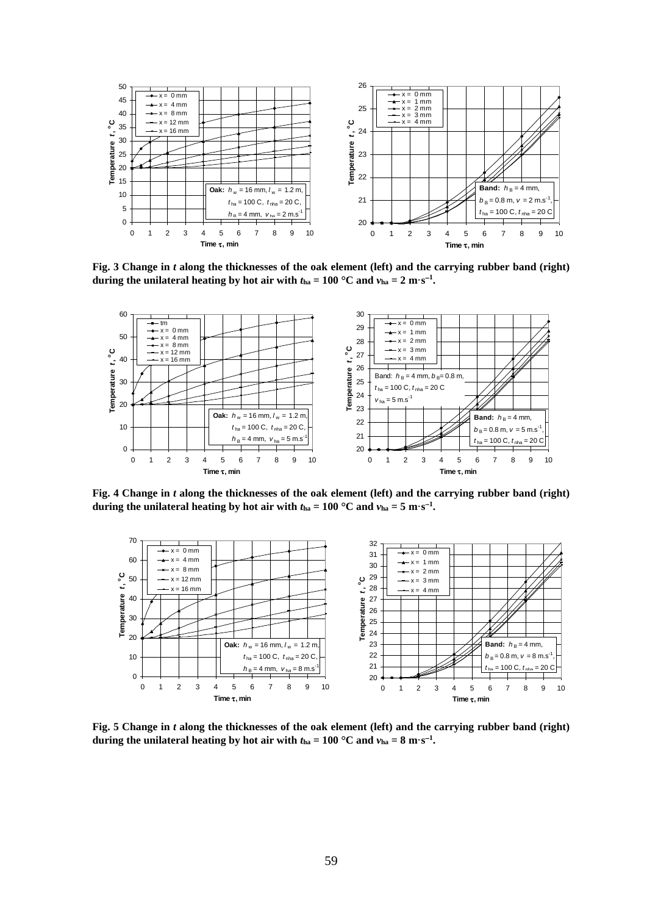**Fig. 3 Change in $t$ along the thicknesses of the oak element (left) and the carrying rubber band (right) during the unilateral heating by hot air with $t_{ha} = 100$ °C and $v_{ha} = 2$ m·s$^{-1}$.**

**Fig. 4 Change in $t$ along the thicknesses of the oak element (left) and the carrying rubber band (right) during the unilateral heating by hot air with $t_{ha} = 100$ °C and $v_{ha} = 5$ m·s$^{-1}$.**

**Fig. 5 Change in $t$ along the thicknesses of the oak element (left) and the carrying rubber band (right) during the unilateral heating by hot air with $t_{ha} = 100$ °C and $v_{ha} = 8$ m·s$^{-1}$.**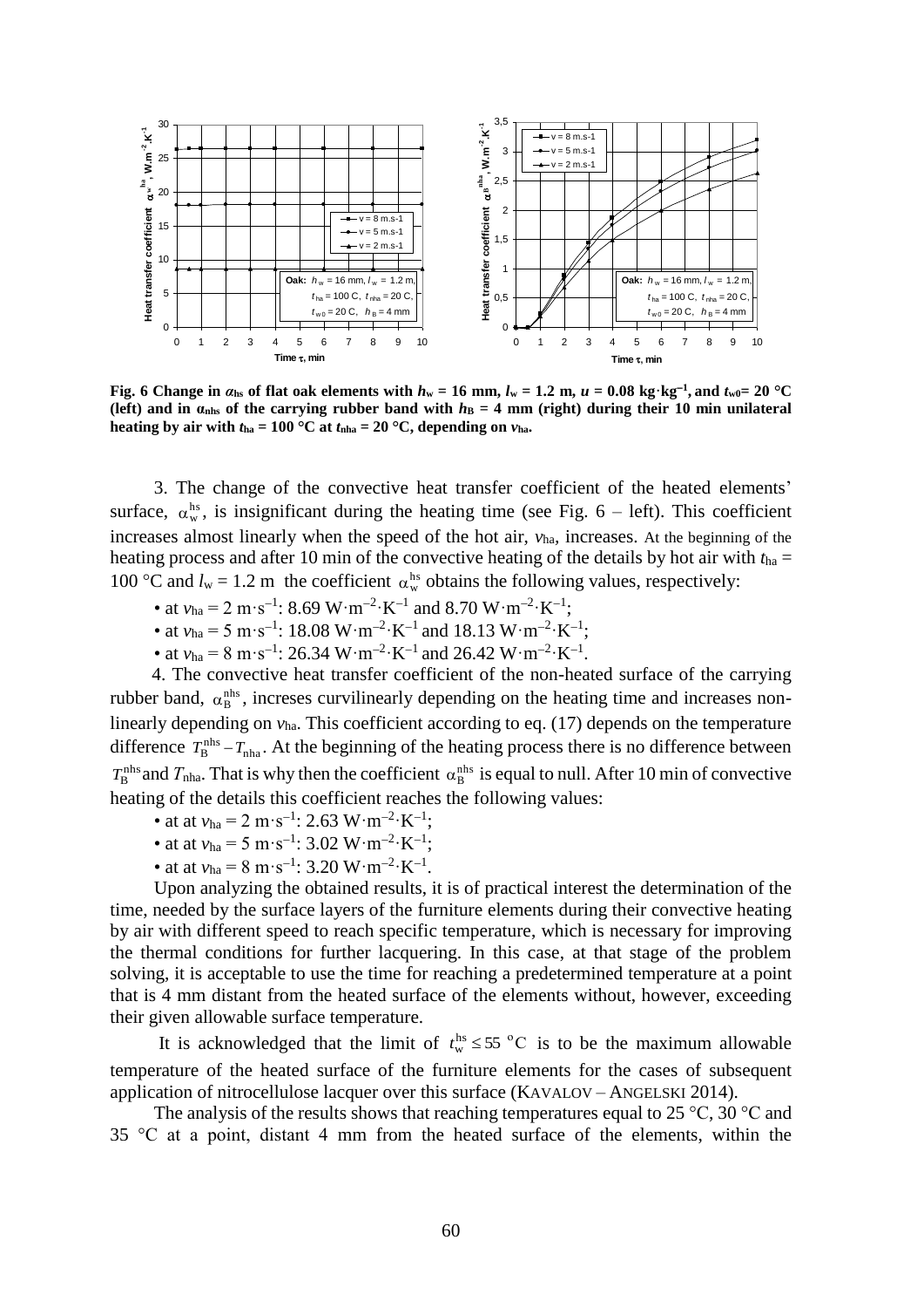**Fig. 6 Change in $\alpha_{hs}$ of flat oak elements with $h_w$ = 16 mm, $l_w$ = 1.2 m, $u$ = 0.08 kg·kg$^{-1}$, and $t_{w0}$= 20 °C (left) and in $\alpha_{nhs}$ of the carrying rubber band with $h_B$ = 4 mm (right) during their 10 min unilateral heating by air with $t_{ha}$ = 100 °C at $t_{nha}$ = 20 °C, depending on $v_{ha}$.**

3. The change of the convective heat transfer coefficient of the heated elements' surface, $\alpha_w^{hs}$, is insignificant during the heating time (see Fig. 6 – left). This coefficient increases almost linearly when the speed of the hot air, $v_{ha}$, increases. At the beginning of the heating process and after 10 min of the convective heating of the details by hot air with $t_{ha}$ = 100 °C and $l_w$ = 1.2 m the coefficient $\alpha_w^{hs}$ obtains the following values, respectively:

- at $v_{ha}$ = 2 m·s$^{-1}$: 8.69 W·m$^{-2}$·K$^{-1}$ and 8.70 W·m$^{-2}$·K$^{-1}$;
- at $v_{ha}$ = 5 m·s$^{-1}$: 18.08 W·m$^{-2}$·K$^{-1}$ and 18.13 W·m$^{-2}$·K$^{-1}$;
- at $v_{ha}$ = 8 m·s$^{-1}$: 26.34 W·m$^{-2}$·K$^{-1}$ and 26.42 W·m$^{-2}$·K$^{-1}$.

4. The convective heat transfer coefficient of the non-heated surface of the carrying rubber band, $\alpha_B^{nhs}$, increses curvilinearly depending on the heating time and increases non-linearly depending on $v_{ha}$. This coefficient according to eq. (17) depends on the temperature difference $T_B^{nhs} - T_{nha}$. At the beginning of the heating process there is no difference between $T_B^{nhs}$ and $T_{nha}$. That is why then the coefficient $\alpha_B^{nhs}$ is equal to null. After 10 min of convective heating of the details this coefficient reaches the following values:

- at at $v_{ha}$ = 2 m·s$^{-1}$: 2.63 W·m$^{-2}$·K$^{-1}$;
- at at $v_{ha}$ = 5 m·s$^{-1}$: 3.02 W·m$^{-2}$·K$^{-1}$;
- at at $v_{ha}$ = 8 m·s$^{-1}$: 3.20 W·m$^{-2}$·K$^{-1}$.

Upon analyzing the obtained results, it is of practical interest the determination of the time, needed by the surface layers of the furniture elements during their convective heating by air with different speed to reach specific temperature, which is necessary for improving the thermal conditions for further lacquering. In this case, at that stage of the problem solving, it is acceptable to use the time for reaching a predetermined temperature at a point that is 4 mm distant from the heated surface of the elements without, however, exceeding their given allowable surface temperature.

It is acknowledged that the limit of $t_w^{hs} \leq 55$ °C is to be the maximum allowable temperature of the heated surface of the furniture elements for the cases of subsequent application of nitrocellulose lacquer over this surface (KAVALOV – ANGELSKI 2014).

The analysis of the results shows that reaching temperatures equal to 25 °C, 30 °C and 35 °C at a point, distant 4 mm from the heated surface of the elements, within the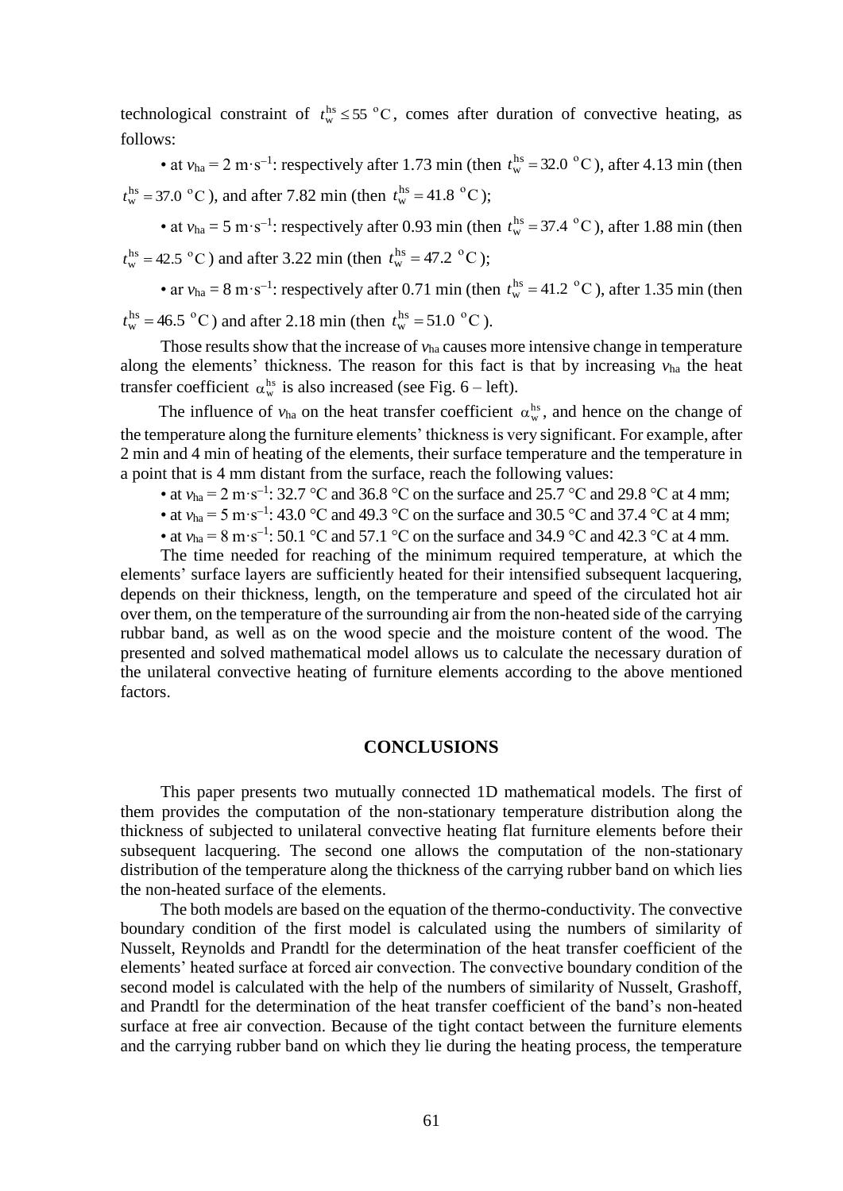technological constraint of $t_w^{hs} \leq 55\ ^oC$, comes after duration of convective heating, as follows:

- at $v_{ha} = 2\ m \cdot s^{-1}$: respectively after 1.73 min (then $t_w^{hs} = 32.0\ ^oC$), after 4.13 min (then $t_w^{hs} = 37.0\ ^oC$), and after 7.82 min (then $t_w^{hs} = 41.8\ ^oC$);
- at $v_{ha} = 5\ m \cdot s^{-1}$: respectively after 0.93 min (then $t_w^{hs} = 37.4\ ^oC$), after 1.88 min (then $t_w^{hs} = 42.5\ ^oC$) and after 3.22 min (then $t_w^{hs} = 47.2\ ^oC$);
- ar $v_{ha} = 8\ m \cdot s^{-1}$: respectively after 0.71 min (then $t_w^{hs} = 41.2\ ^oC$), after 1.35 min (then $t_w^{hs} = 46.5\ ^oC$) and after 2.18 min (then $t_w^{hs} = 51.0\ ^oC$).

Those results show that the increase of $v_{ha}$ causes more intensive change in temperature along the elements' thickness. The reason for this fact is that by increasing $v_{ha}$ the heat transfer coefficient $\alpha_w^{hs}$ is also increased (see Fig. 6 – left).

The influence of $v_{ha}$ on the heat transfer coefficient $\alpha_w^{hs}$, and hence on the change of the temperature along the furniture elements' thickness is very significant. For example, after 2 min and 4 min of heating of the elements, their surface temperature and the temperature in a point that is 4 mm distant from the surface, reach the following values:

- at $v_{ha} = 2\ m \cdot s^{-1}$: 32.7 °C and 36.8 °C on the surface and 25.7 °C and 29.8 °C at 4 mm;
- at $v_{ha} = 5\ m \cdot s^{-1}$: 43.0 °C and 49.3 °C on the surface and 30.5 °C and 37.4 °C at 4 mm;
- at $v_{ha} = 8\ m \cdot s^{-1}$: 50.1 °C and 57.1 °C on the surface and 34.9 °C and 42.3 °C at 4 mm.

The time needed for reaching of the minimum required temperature, at which the elements' surface layers are sufficiently heated for their intensified subsequent lacquering, depends on their thickness, length, on the temperature and speed of the circulated hot air over them, on the temperature of the surrounding air from the non-heated side of the carrying rubbar band, as well as on the wood specie and the moisture content of the wood. The presented and solved mathematical model allows us to calculate the necessary duration of the unilateral convective heating of furniture elements according to the above mentioned factors.

## CONCLUSIONS

This paper presents two mutually connected 1D mathematical models. The first of them provides the computation of the non-stationary temperature distribution along the thickness of subjected to unilateral convective heating flat furniture elements before their subsequent lacquering. The second one allows the computation of the non-stationary distribution of the temperature along the thickness of the carrying rubber band on which lies the non-heated surface of the elements.

The both models are based on the equation of the thermo-conductivity. The convective boundary condition of the first model is calculated using the numbers of similarity of Nusselt, Reynolds and Prandtl for the determination of the heat transfer coefficient of the elements' heated surface at forced air convection. The convective boundary condition of the second model is calculated with the help of the numbers of similarity of Nusselt, Grashoff, and Prandtl for the determination of the heat transfer coefficient of the band's non-heated surface at free air convection. Because of the tight contact between the furniture elements and the carrying rubber band on which they lie during the heating process, the temperature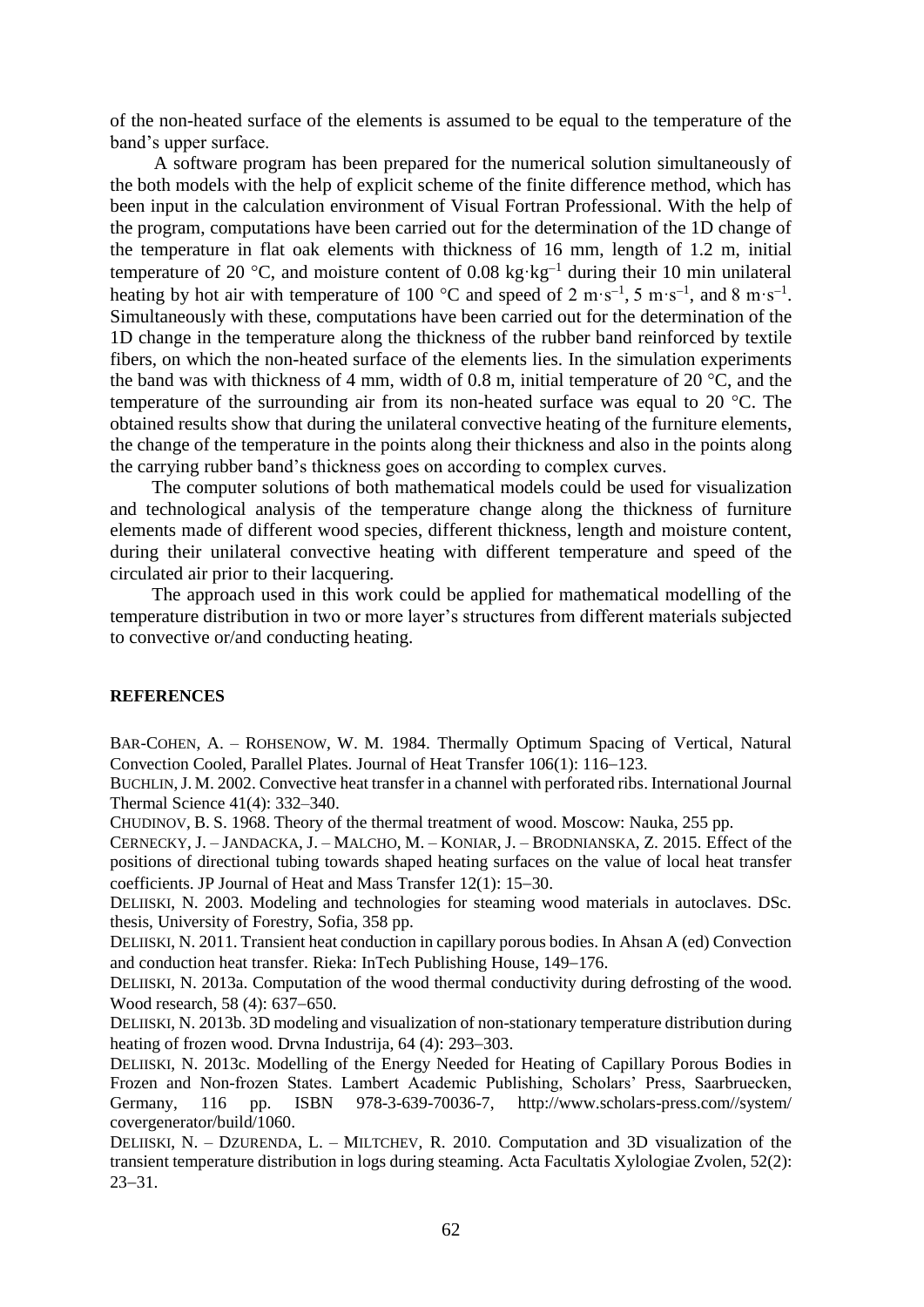of the non-heated surface of the elements is assumed to be equal to the temperature of the band's upper surface.

A software program has been prepared for the numerical solution simultaneously of the both models with the help of explicit scheme of the finite difference method, which has been input in the calculation environment of Visual Fortran Professional. With the help of the program, computations have been carried out for the determination of the 1D change of the temperature in flat oak elements with thickness of 16 mm, length of 1.2 m, initial temperature of 20 °C, and moisture content of 0.08 $kg \cdot kg^{-1}$ during their 10 min unilateral heating by hot air with temperature of 100 °C and speed of 2 $m \cdot s^{-1}$, 5 $m \cdot s^{-1}$, and 8 $m \cdot s^{-1}$. Simultaneously with these, computations have been carried out for the determination of the 1D change in the temperature along the thickness of the rubber band reinforced by textile fibers, on which the non-heated surface of the elements lies. In the simulation experiments the band was with thickness of 4 mm, width of 0.8 m, initial temperature of 20 °C, and the temperature of the surrounding air from its non-heated surface was equal to 20 °C. The obtained results show that during the unilateral convective heating of the furniture elements, the change of the temperature in the points along their thickness and also in the points along the carrying rubber band's thickness goes on according to complex curves.

The computer solutions of both mathematical models could be used for visualization and technological analysis of the temperature change along the thickness of furniture elements made of different wood species, different thickness, length and moisture content, during their unilateral convective heating with different temperature and speed of the circulated air prior to their lacquering.

The approach used in this work could be applied for mathematical modelling of the temperature distribution in two or more layer's structures from different materials subjected to convective or/and conducting heating.

**REFERENCES**

BAR-COHEN, A. – ROHSENOW, W. M. 1984. Thermally Optimum Spacing of Vertical, Natural Convection Cooled, Parallel Plates. Journal of Heat Transfer 106(1): 116–123.

BUCHLIN, J. M. 2002. Convective heat transfer in a channel with perforated ribs. International Journal Thermal Science 41(4): 332–340.

CHUDINOV, B. S. 1968. Theory of the thermal treatment of wood. Moscow: Nauka, 255 pp.

CERNECKY, J. – JANDACKA, J. – MALCHO, M. – KONIAR, J. – BRODNIANSKA, Z. 2015. Effect of the positions of directional tubing towards shaped heating surfaces on the value of local heat transfer coefficients. JP Journal of Heat and Mass Transfer 12(1): 15–30.

DELIISKI, N. 2003. Modeling and technologies for steaming wood materials in autoclaves. DSc. thesis, University of Forestry, Sofia, 358 pp.

DELIISKI, N. 2011. Transient heat conduction in capillary porous bodies. In Ahsan A (ed) Convection and conduction heat transfer. Rieka: InTech Publishing House, 149–176.

DELIISKI, N. 2013a. Computation of the wood thermal conductivity during defrosting of the wood. Wood research, 58 (4): 637–650.

DELIISKI, N. 2013b. 3D modeling and visualization of non-stationary temperature distribution during heating of frozen wood. Drvna Industrija, 64 (4): 293–303.

DELIISKI, N. 2013c. Modelling of the Energy Needed for Heating of Capillary Porous Bodies in Frozen and Non-frozen States. Lambert Academic Publishing, Scholars' Press, Saarbruecken, Germany, 116 pp. ISBN 978-3-639-70036-7, http://www.scholars-press.com//system/covergenerator/build/1060.

DELIISKI, N. – DZURENDA, L. – MILTCHEV, R. 2010. Computation and 3D visualization of the transient temperature distribution in logs during steaming. Acta Facultatis Xylologiae Zvolen, 52(2): 23–31.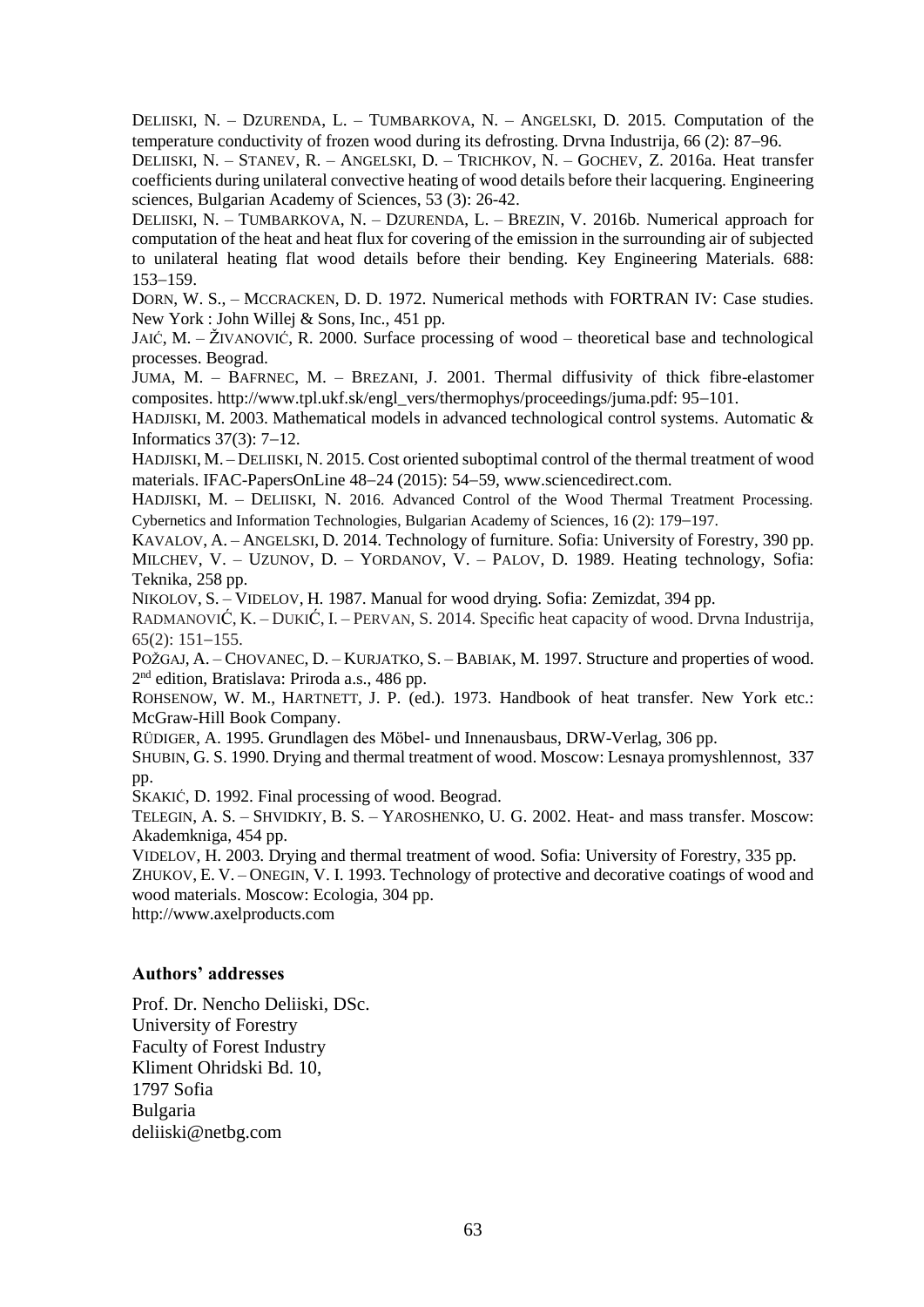DELIISKI, N. – DZURENDA, L. – TUMBARKOVA, N. – ANGELSKI, D. 2015. Computation of the temperature conductivity of frozen wood during its defrosting. Drvna Industrija, 66 (2): 87–96.

DELIISKI, N. – STANEV, R. – ANGELSKI, D. – TRICHKOV, N. – GOCHEV, Z. 2016a. Heat transfer coefficients during unilateral convective heating of wood details before their lacquering. Engineering sciences, Bulgarian Academy of Sciences, 53 (3): 26-42.

DELIISKI, N. – TUMBARKOVA, N. – DZURENDA, L. – BREZIN, V. 2016b. Numerical approach for computation of the heat and heat flux for covering of the emission in the surrounding air of subjected to unilateral heating flat wood details before their bending. Key Engineering Materials. 688: 153–159.

DORN, W. S., – MCCRACKEN, D. D. 1972. Numerical methods with FORTRAN IV: Case studies. New York : John Willej & Sons, Inc., 451 pp.

JAIĆ, M. – ŽIVANOVIĆ, R. 2000. Surface processing of wood – theoretical base and technological processes. Beograd.

JUMA, M. – BAFRNEC, M. – BREZANI, J. 2001. Thermal diffusivity of thick fibre-elastomer composites. http://www.tpl.ukf.sk/engl_vers/thermophys/proceedings/juma.pdf: 95–101.

HADJISKI, M. 2003. Mathematical models in advanced technological control systems. Automatic & Informatics 37(3): 7–12.

HADJISKI, M. – DELIISKI, N. 2015. Cost oriented suboptimal control of the thermal treatment of wood materials. IFAC-PapersOnLine 48–24 (2015): 54–59, www.sciencedirect.com.

HADJISKI, M. – DELIISKI, N. 2016. Advanced Control of the Wood Thermal Treatment Processing. Cybernetics and Information Technologies, Bulgarian Academy of Sciences, 16 (2): 179–197.

KAVALOV, A. – ANGELSKI, D. 2014. Technology of furniture. Sofia: University of Forestry, 390 pp.

MILCHEV, V. – UZUNOV, D. – YORDANOV, V. – PALOV, D. 1989. Heating technology, Sofia: Teknika, 258 pp.

NIKOLOV, S. – VIDELOV, H. 1987. Manual for wood drying. Sofia: Zemizdat, 394 pp.

RADMANOVIĆ, K. – DUKIĆ, I. – PERVAN, S. 2014. Specific heat capacity of wood. Drvna Industrija, 65(2): 151–155.

POŽGAJ, A. – CHOVANEC, D. – KURJATKO, S. – BABIAK, M. 1997. Structure and properties of wood. 2nd edition, Bratislava: Priroda a.s., 486 pp.

ROHSENOW, W. M., HARTNETT, J. P. (ed.). 1973. Handbook of heat transfer. New York etc.: McGraw-Hill Book Company.

RÜDIGER, A. 1995. Grundlagen des Möbel- und Innenausbaus, DRW-Verlag, 306 pp.

SHUBIN, G. S. 1990. Drying and thermal treatment of wood. Moscow: Lesnaya promyshlennost, 337 pp.

SKAKIĆ, D. 1992. Final processing of wood. Beograd.

TELEGIN, A. S. – SHVIDKIY, B. S. – YAROSHENKO, U. G. 2002. Heat- and mass transfer. Moscow: Akademkniga, 454 pp.

VIDELOV, H. 2003. Drying and thermal treatment of wood. Sofia: University of Forestry, 335 pp.

ZHUKOV, E. V. – ONEGIN, V. I. 1993. Technology of protective and decorative coatings of wood and wood materials. Moscow: Ecologia, 304 pp.

http://www.axelproducts.com

### Authors' addresses

Prof. Dr. Nencho Deliiski, DSc.
University of Forestry
Faculty of Forest Industry
Kliment Ohridski Bd. 10,
1797 Sofia
Bulgaria
deliiski@netbg.com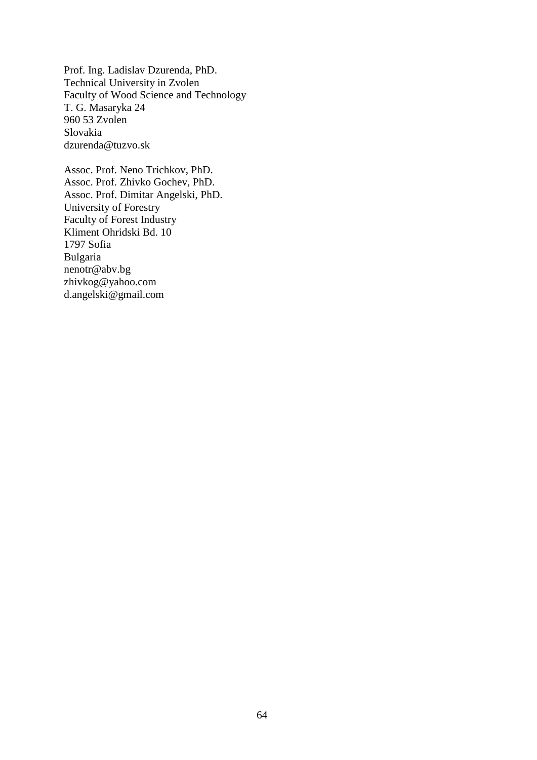Prof. Ing. Ladislav Dzurenda, PhD.
Technical University in Zvolen
Faculty of Wood Science and Technology
T. G. Masaryka 24
960 53 Zvolen
Slovakia
dzurenda@tuzvo.sk

Assoc. Prof. Neno Trichkov, PhD.
Assoc. Prof. Zhivko Gochev, PhD.
Assoc. Prof. Dimitar Angelski, PhD.
University of Forestry
Faculty of Forest Industry
Kliment Ohridski Bd. 10
1797 Sofia
Bulgaria
nenotr@abv.bg
zhivkog@yahoo.com
d.angelski@gmail.com